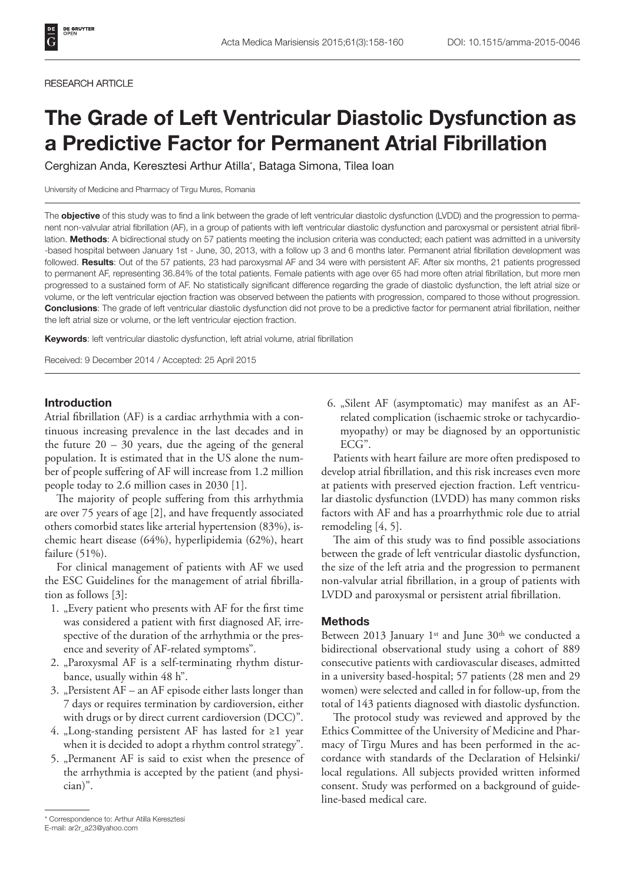RESEARCH ARTICLE

# The Grade of Left Ventricular Diastolic Dysfunction as a Predictive Factor for Permanent Atrial Fibrillation

Cerghizan Anda, Keresztesi Arthur Atilla*, Bataga Simona, Tilea Ioan

University of Medicine and Pharmacy of Tirgu Mures, Romania

The **objective** of this study was to find a link between the grade of left ventricular diastolic dysfunction (LVDD) and the progression to permanent non-valvular atrial fibrillation (AF), in a group of patients with left ventricular diastolic dysfunction and paroxysmal or persistent atrial fibrillation. **Methods**: A bidirectional study on 57 patients meeting the inclusion criteria was conducted; each patient was admitted in a university-based hospital between January 1st - June, 30, 2013, with a follow up 3 and 6 months later. Permanent atrial fibrillation development was followed. **Results**: Out of the 57 patients, 23 had paroxysmal AF and 34 were with persistent AF. After six months, 21 patients progressed to permanent AF, representing 36.84% of the total patients. Female patients with age over 65 had more often atrial fibrillation, but more men progressed to a sustained form of AF. No statistically significant difference regarding the grade of diastolic dysfunction, the left atrial size or volume, or the left ventricular ejection fraction was observed between the patients with progression, compared to those without progression. **Conclusions**: The grade of left ventricular diastolic dysfunction did not prove to be a predictive factor for permanent atrial fibrillation, neither the left atrial size or volume, or the left ventricular ejection fraction.

**Keywords**: left ventricular diastolic dysfunction, left atrial volume, atrial fibrillation

Received: 9 December 2014 / Accepted: 25 April 2015

## Introduction

Atrial fibrillation (AF) is a cardiac arrhythmia with a continuous increasing prevalence in the last decades and in the future 20 – 30 years, due the ageing of the general population. It is estimated that in the US alone the number of people suffering of AF will increase from 1.2 million people today to 2.6 million cases in 2030 [1].

The majority of people suffering from this arrhythmia are over 75 years of age [2], and have frequently associated others comorbid states like arterial hypertension (83%), ischemic heart disease (64%), hyperlipidemia (62%), heart failure (51%).

For clinical management of patients with AF we used the ESC Guidelines for the management of atrial fibrillation as follows [3]:

1. „Every patient who presents with AF for the first time was considered a patient with first diagnosed AF, irrespective of the duration of the arrhythmia or the presence and severity of AF-related symptoms".
2. „Paroxysmal AF is a self-terminating rhythm disturbance, usually within 48 h".
3. „Persistent AF – an AF episode either lasts longer than 7 days or requires termination by cardioversion, either with drugs or by direct current cardioversion (DCC)".
4. „Long-standing persistent AF has lasted for ≥1 year when it is decided to adopt a rhythm control strategy".
5. „Permanent AF is said to exist when the presence of the arrhythmia is accepted by the patient (and physician)".
6. „Silent AF (asymptomatic) may manifest as an AF-related complication (ischaemic stroke or tachycardiomyopathy) or may be diagnosed by an opportunistic ECG".

Patients with heart failure are more often predisposed to develop atrial fibrillation, and this risk increases even more at patients with preserved ejection fraction. Left ventricular diastolic dysfunction (LVDD) has many common risks factors with AF and has a proarrhythmic role due to atrial remodeling [4, 5].

The aim of this study was to find possible associations between the grade of left ventricular diastolic dysfunction, the size of the left atria and the progression to permanent non-valvular atrial fibrillation, in a group of patients with LVDD and paroxysmal or persistent atrial fibrillation.

## Methods

Between 2013 January 1st and June 30th we conducted a bidirectional observational study using a cohort of 889 consecutive patients with cardiovascular diseases, admitted in a university based-hospital; 57 patients (28 men and 29 women) were selected and called in for follow-up, from the total of 143 patients diagnosed with diastolic dysfunction.

The protocol study was reviewed and approved by the Ethics Committee of the University of Medicine and Pharmacy of Tirgu Mures and has been performed in the accordance with standards of the Declaration of Helsinki/local regulations. All subjects provided written informed consent. Study was performed on a background of guideline-based medical care.

* Correspondence to: Arthur Atilla Keresztesi
E-mail: ar2r_a23@yahoo.com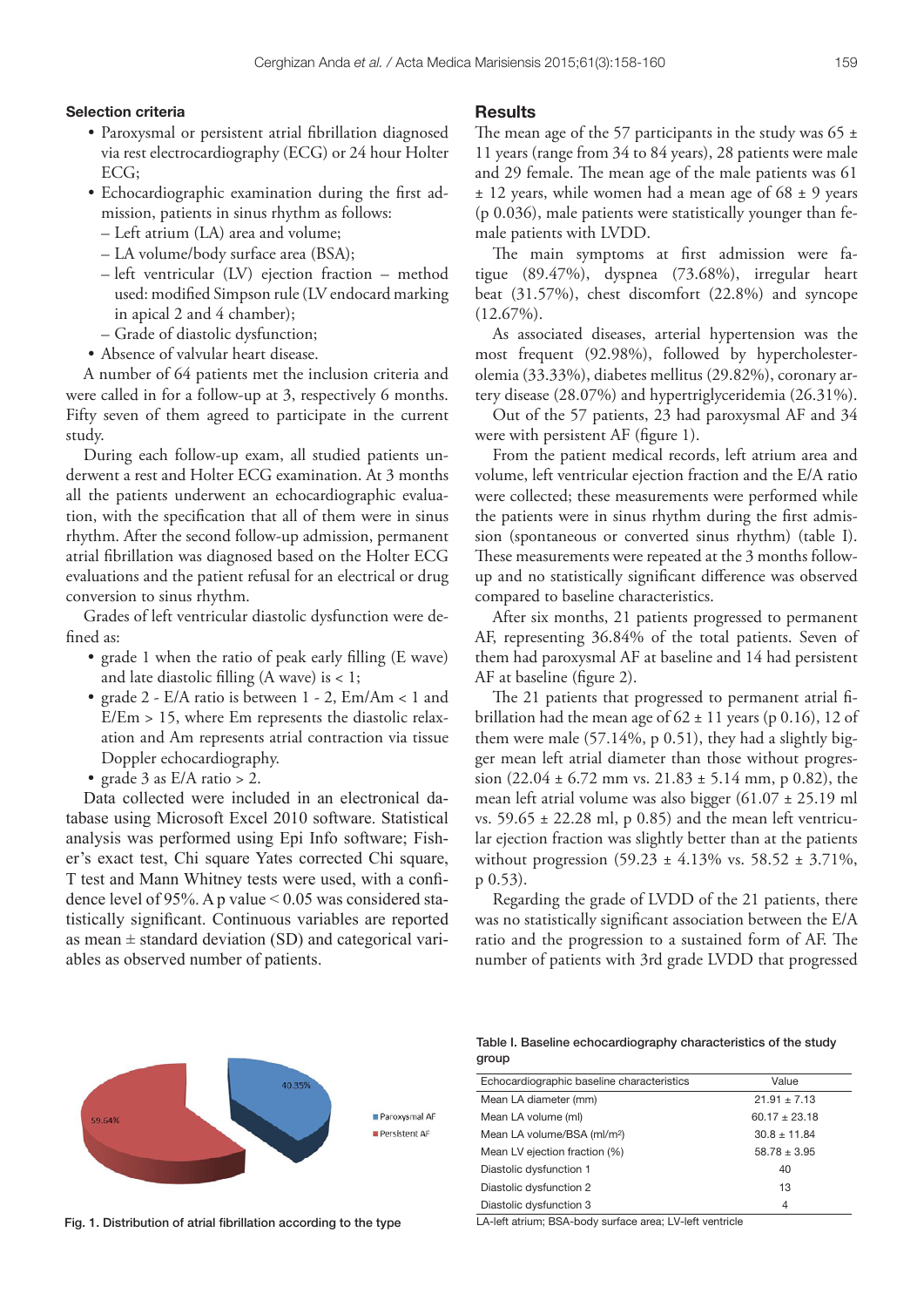### Selection criteria

- Paroxysmal or persistent atrial fibrillation diagnosed via rest electrocardiography (ECG) or 24 hour Holter ECG;
- Echocardiographic examination during the first admission, patients in sinus rhythm as follows:
  - Left atrium (LA) area and volume;
  - LA volume/body surface area (BSA);
  - left ventricular (LV) ejection fraction – method used: modified Simpson rule (LV endocard marking in apical 2 and 4 chamber);
  - Grade of diastolic dysfunction;
- Absence of valvular heart disease.

A number of 64 patients met the inclusion criteria and were called in for a follow-up at 3, respectively 6 months. Fifty seven of them agreed to participate in the current study.

During each follow-up exam, all studied patients underwent a rest and Holter ECG examination. At 3 months all the patients underwent an echocardiographic evaluation, with the specification that all of them were in sinus rhythm. After the second follow-up admission, permanent atrial fibrillation was diagnosed based on the Holter ECG evaluations and the patient refusal for an electrical or drug conversion to sinus rhythm.

Grades of left ventricular diastolic dysfunction were defined as:

- grade 1 when the ratio of peak early filling (E wave) and late diastolic filling (A wave) is < 1;
- grade 2 - E/A ratio is between 1 - 2, Em/Am < 1 and E/Em > 15, where Em represents the diastolic relaxation and Am represents atrial contraction via tissue Doppler echocardiography.
- grade 3 as E/A ratio > 2.

Data collected were included in an electronical database using Microsoft Excel 2010 software. Statistical analysis was performed using Epi Info software; Fisher's exact test, Chi square Yates corrected Chi square, T test and Mann Whitney tests were used, with a confidence level of 95%. A p value < 0.05 was considered statistically significant. Continuous variables are reported as mean ± standard deviation (SD) and categorical variables as observed number of patients.

## Results

The mean age of the 57 participants in the study was 65 ± 11 years (range from 34 to 84 years), 28 patients were male and 29 female. The mean age of the male patients was 61 ± 12 years, while women had a mean age of 68 ± 9 years (p 0.036), male patients were statistically younger than female patients with LVDD.

The main symptoms at first admission were fatigue (89.47%), dyspnea (73.68%), irregular heart beat (31.57%), chest discomfort (22.8%) and syncope (12.67%).

As associated diseases, arterial hypertension was the most frequent (92.98%), followed by hypercholesterolemia (33.33%), diabetes mellitus (29.82%), coronary artery disease (28.07%) and hypertriglyceridemia (26.31%).

Out of the 57 patients, 23 had paroxysmal AF and 34 were with persistent AF (figure 1).

From the patient medical records, left atrium area and volume, left ventricular ejection fraction and the E/A ratio were collected; these measurements were performed while the patients were in sinus rhythm during the first admission (spontaneous or converted sinus rhythm) (table I). These measurements were repeated at the 3 months follow-up and no statistically significant difference was observed compared to baseline characteristics.

After six months, 21 patients progressed to permanent AF, representing 36.84% of the total patients. Seven of them had paroxysmal AF at baseline and 14 had persistent AF at baseline (figure 2).

The 21 patients that progressed to permanent atrial fibrillation had the mean age of 62 ± 11 years (p 0.16), 12 of them were male (57.14%, p 0.51), they had a slightly bigger mean left atrial diameter than those without progression (22.04 ± 6.72 mm vs. 21.83 ± 5.14 mm, p 0.82), the mean left atrial volume was also bigger (61.07 ± 25.19 ml vs. 59.65 ± 22.28 ml, p 0.85) and the mean left ventricular ejection fraction was slightly better than at the patients without progression (59.23 ± 4.13% vs. 58.52 ± 3.71%, p 0.53).

Regarding the grade of LVDD of the 21 patients, there was no statistically significant association between the E/A ratio and the progression to a sustained form of AF. The number of patients with 3rd grade LVDD that progressed

Fig. 1. Distribution of atrial fibrillation according to the type

Table I. Baseline echocardiography characteristics of the study group

| Echocardiographic baseline characteristics | Value |
|---|---|
| Mean LA diameter (mm) | 21.91 ± 7.13 |
| Mean LA volume (ml) | 60.17 ± 23.18 |
| Mean LA volume/BSA (ml/m²) | 30.8 ± 11.84 |
| Mean LV ejection fraction (%) | 58.78 ± 3.95 |
| Diastolic dysfunction 1 | 40 |
| Diastolic dysfunction 2 | 13 |
| Diastolic dysfunction 3 | 4 |

LA-left atrium; BSA-body surface area; LV-left ventricle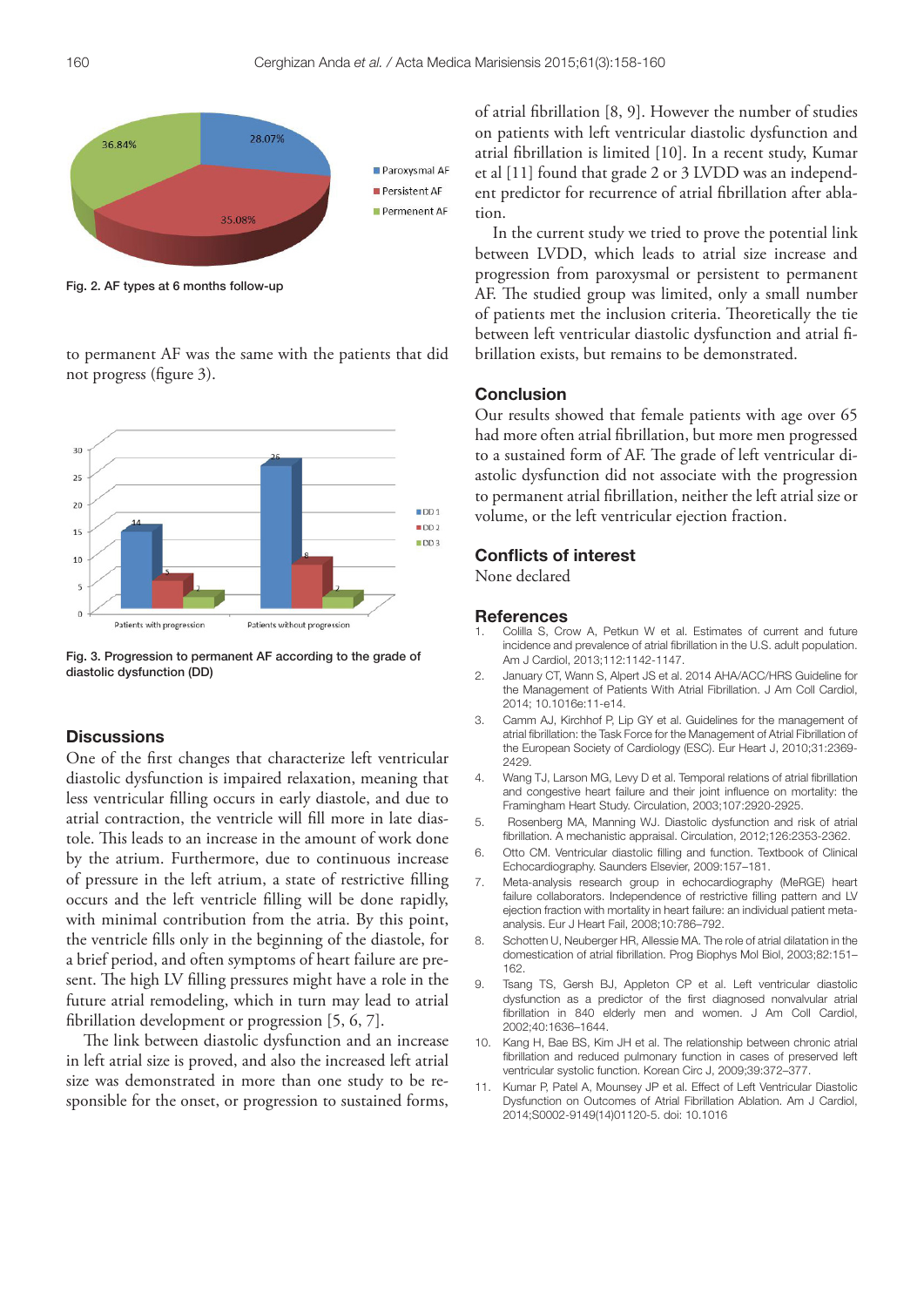36.84%

28.07%

35.08%

Paroxysmal AF

Persistent AF

Permenent AF

Fig. 2. AF types at 6 months follow-up

to permanent AF was the same with the patients that did not progress (figure 3).

30

25

20

15

10

5

0

14

5

2

26

8

2

DD 1

DD 2

DD 3

Patients with progression

Patients without progression

Fig. 3. Progression to permanent AF according to the grade of diastolic dysfunction (DD)

## Discussions

One of the first changes that characterize left ventricular diastolic dysfunction is impaired relaxation, meaning that less ventricular filling occurs in early diastole, and due to atrial contraction, the ventricle will fill more in late diastole. This leads to an increase in the amount of work done by the atrium. Furthermore, due to continuous increase of pressure in the left atrium, a state of restrictive filling occurs and the left ventricle filling will be done rapidly, with minimal contribution from the atria. By this point, the ventricle fills only in the beginning of the diastole, for a brief period, and often symptoms of heart failure are present. The high LV filling pressures might have a role in the future atrial remodeling, which in turn may lead to atrial fibrillation development or progression [5, 6, 7].

The link between diastolic dysfunction and an increase in left atrial size is proved, and also the increased left atrial size was demonstrated in more than one study to be responsible for the onset, or progression to sustained forms, of atrial fibrillation [8, 9]. However the number of studies on patients with left ventricular diastolic dysfunction and atrial fibrillation is limited [10]. In a recent study, Kumar et al [11] found that grade 2 or 3 LVDD was an independent predictor for recurrence of atrial fibrillation after ablation.

In the current study we tried to prove the potential link between LVDD, which leads to atrial size increase and progression from paroxysmal or persistent to permanent AF. The studied group was limited, only a small number of patients met the inclusion criteria. Theoretically the tie between left ventricular diastolic dysfunction and atrial fibrillation exists, but remains to be demonstrated.

## Conclusion

Our results showed that female patients with age over 65 had more often atrial fibrillation, but more men progressed to a sustained form of AF. The grade of left ventricular diastolic dysfunction did not associate with the progression to permanent atrial fibrillation, neither the left atrial size or volume, or the left ventricular ejection fraction.

## Conflicts of interest

None declared

## References

1. Colilla S, Crow A, Petkun W et al. Estimates of current and future incidence and prevalence of atrial fibrillation in the U.S. adult population. Am J Cardiol, 2013;112:1142-1147.
2. January CT, Wann S, Alpert JS et al. 2014 AHA/ACC/HRS Guideline for the Management of Patients With Atrial Fibrillation. J Am Coll Cardiol, 2014; 10.1016e:11-e14.
3. Camm AJ, Kirchhof P, Lip GY et al. Guidelines for the management of atrial fibrillation: the Task Force for the Management of Atrial Fibrillation of the European Society of Cardiology (ESC). Eur Heart J, 2010;31:2369-2429.
4. Wang TJ, Larson MG, Levy D et al. Temporal relations of atrial fibrillation and congestive heart failure and their joint influence on mortality: the Framingham Heart Study. Circulation, 2003;107:2920-2925.
5. Rosenberg MA, Manning WJ. Diastolic dysfunction and risk of atrial fibrillation. A mechanistic appraisal. Circulation, 2012;126:2353-2362.
6. Otto CM. Ventricular diastolic filling and function. Textbook of Clinical Echocardiography. Saunders Elsevier, 2009:157–181.
7. Meta-analysis research group in echocardiography (MeRGE) heart failure collaborators. Independence of restrictive filling pattern and LV ejection fraction with mortality in heart failure: an individual patient meta-analysis. Eur J Heart Fail, 2008;10:786–792.
8. Schotten U, Neuberger HR, Allessie MA. The role of atrial dilatation in the domestication of atrial fibrillation. Prog Biophys Mol Biol, 2003;82:151–162.
9. Tsang TS, Gersh BJ, Appleton CP et al. Left ventricular diastolic dysfunction as a predictor of the first diagnosed nonvalvular atrial fibrillation in 840 elderly men and women. J Am Coll Cardiol, 2002;40:1636–1644.
10. Kang H, Bae BS, Kim JH et al. The relationship between chronic atrial fibrillation and reduced pulmonary function in cases of preserved left ventricular systolic function. Korean Circ J, 2009;39:372–377.
11. Kumar P, Patel A, Mounsey JP et al. Effect of Left Ventricular Diastolic Dysfunction on Outcomes of Atrial Fibrillation Ablation. Am J Cardiol, 2014;S0002-9149(14)01120-5. doi: 10.1016